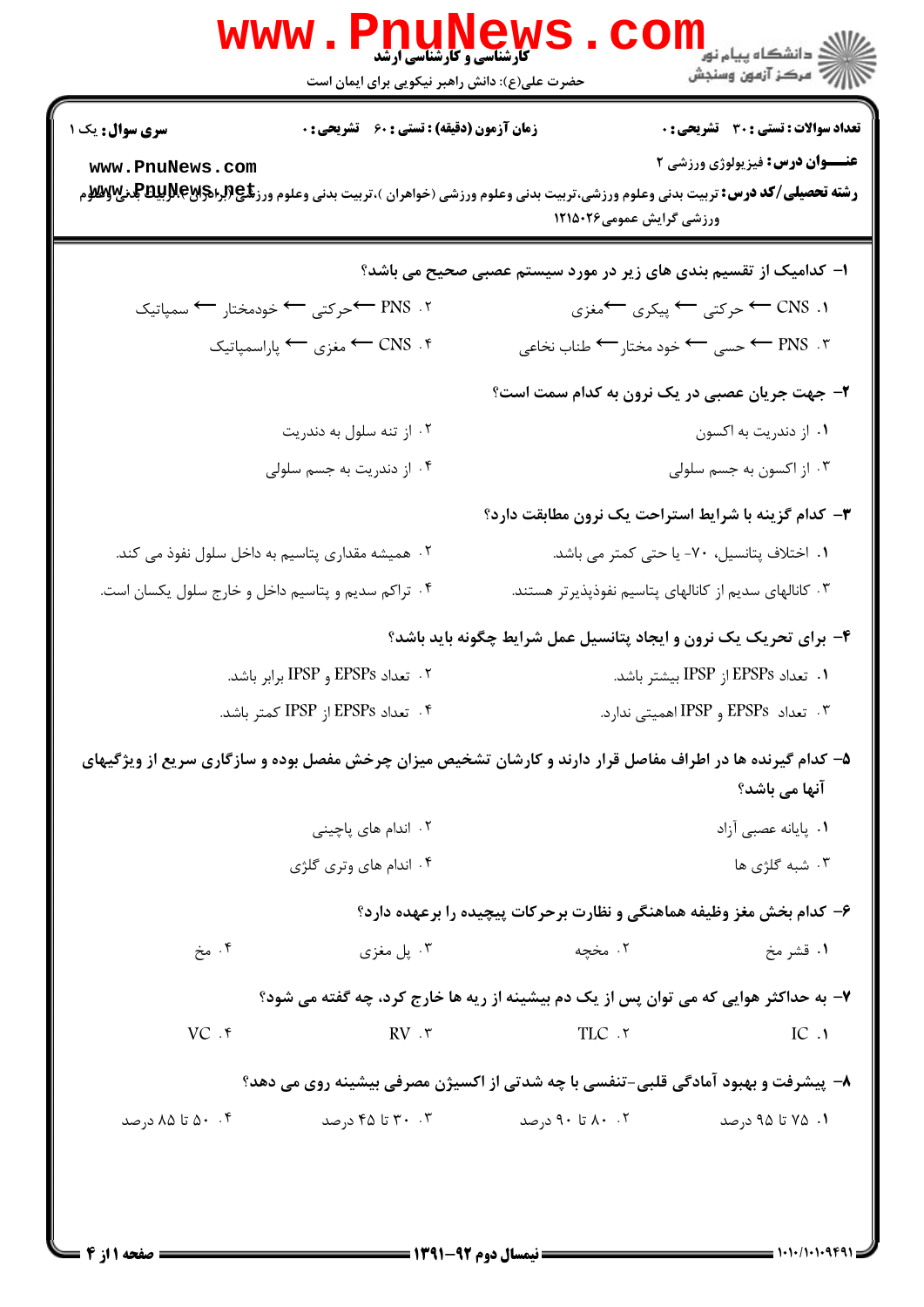**کارشناسی و کارشناسی ارشد**

حضرت علی(ع): دانش راهبر نیکویی برای ایمان است

دانشگاه پیام نور
مرکز آزمون وسنجش

**سری سوال:** یک ۱

**زمان آزمون (دقیقه) : تستی : ۶۰ تشریحی : ۰**

**تعداد سوالات : تستی : ۳۰ تشریحی : ۰**

**عنـــوان درس:** فیزیولوژی ورزشی ۲

**رشته تحصیلی/کد درس:** تربیت بدنی وعلوم ورزشی،تربیت بدنی وعلوم ورزشی (خواهران )،تربیت بدنی وعلوم ورزشی (برادران)،تربیت بدنی وعلوم ورزشی گرایش عمومی۱۲۱۵۰۲۶

**۱- کدامیک از تقسیم بندی های زیر در مورد سیستم عصبی صحیح می باشد؟**

۱. CNS ← حرکتی ← پیکری ← مغزی

۲. PNS ← حرکتی ← خودمختار ← سمپاتیک

۳. PNS ← حسی ← خود مختار ← طناب نخاعی

۴. CNS ← مغزی ← پاراسمپاتیک

**۲- جهت جریان عصبی در یک نرون به کدام سمت است؟**

۱. از دندریت به اکسون

۲. از تنه سلول به دندریت

۳. از اکسون به جسم سلولی

۴. از دندریت به جسم سلولی

**۳- کدام گزینه با شرایط استراحت یک نرون مطابقت دارد؟**

۱. اختلاف پتانسیل، ۷۰- یا حتی کمتر می باشد.

۲. همیشه مقداری پتاسیم به داخل سلول نفوذ می کند.

۳. کانالهای سدیم از کانالهای پتاسیم نفوذپذیرتر هستند.

۴. تراکم سدیم و پتاسیم داخل و خارج سلول یکسان است.

**۴- برای تحریک یک نرون و ایجاد پتانسیل عمل شرایط چگونه باید باشد؟**

۱. تعداد EPSPs از IPSP بیشتر باشد.

۲. تعداد EPSPs و IPSP برابر باشد.

۳. تعداد EPSPs و IPSP اهمیتی ندارد.

۴. تعداد EPSPs از IPSP کمتر باشد.

**۵- کدام گیرنده ها در اطراف مفاصل قرار دارند و کارشان تشخیص میزان چرخش مفصل بوده و سازگاری سریع از ویژگیهای آنها می باشد؟**

۱. پایانه عصبی آزاد

۲. اندام های پاچینی

۳. شبه گلژی ها

۴. اندام های وتری گلژی

**۶- کدام بخش مغز وظیفه هماهنگی و نظارت برحرکات پیچیده را برعهده دارد؟**

۱. قشر مخ

۲. مخچه

۳. پل مغزی

۴. مخ

**۷- به حداکثر هوایی که می توان پس از یک دم بیشینه از ریه ها خارج کرد، چه گفته می شود؟**

۱. IC

۲. TLC

۳. RV

۴. VC

**۸- پیشرفت و بهبود آمادگی قلبی-تنفسی با چه شدتی از اکسیژن مصرفی بیشینه روی می دهد؟**

۱. ۷۵ تا ۹۵ درصد

۲. ۸۰ تا ۹۰ درصد

۳. ۳۰ تا ۴۵ درصد

۴. ۵۰ تا ۸۵ درصد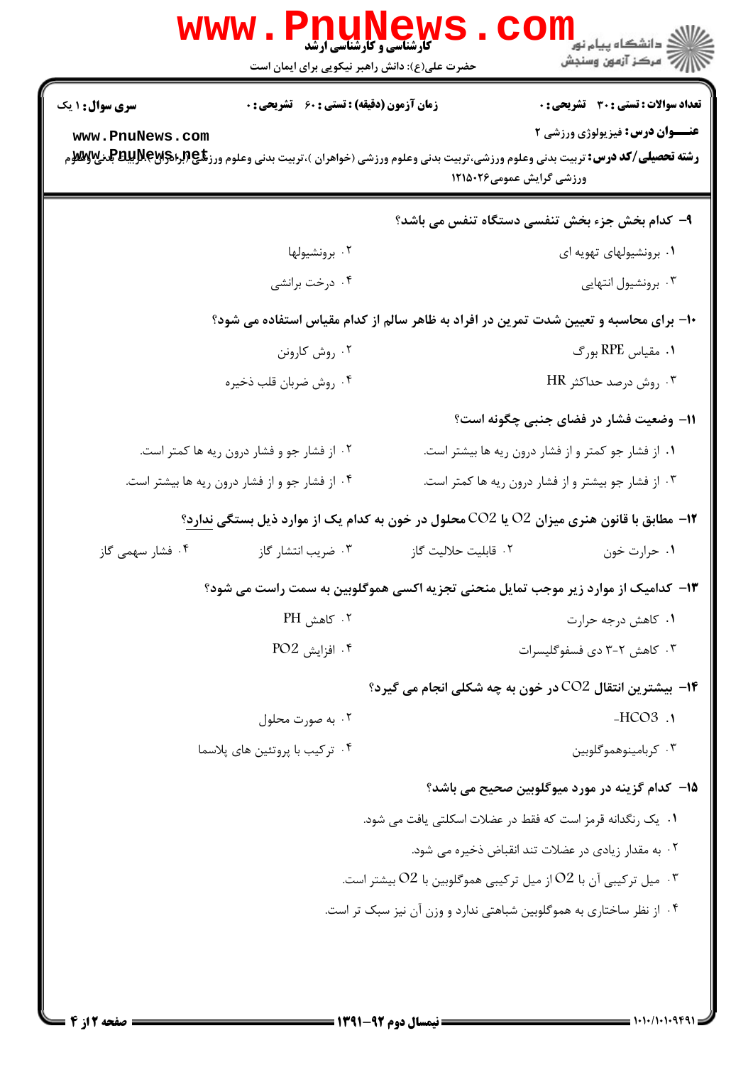**سری سوال:** ۱ یک

**زمان آزمون (دقیقه) : تستی :** ۶۰ **تشریحی :** ۰

**تعداد سوالات : تستی :** ۳۰ **تشریحی :** ۰

**عنـــوان درس:** فیزیولوژی ورزشی ۲

**رشته تحصیلی/کد درس:** تربیت بدنی وعلوم ورزشی،تربیت بدنی وعلوم ورزشی (خواهران )،تربیت بدنی وعلوم ورزشی (برادران )،تربیت بدنی وعلوم ورزشی گرایش عمومی۱۲۱۵۰۲۶

۹- کدام بخش جزء بخش تنفسی دستگاه تنفس می باشد؟

۱. برونشیولهای تهویه ای

۲. برونشیولها

۳. برونشیول انتهایی

۴. درخت برانشی

۱۰- برای محاسبه و تعیین شدت تمرین در افراد به ظاهر سالم از کدام مقیاس استفاده می شود؟

۱. مقیاس RPE بورگ

۲. روش کارونن

۳. روش درصد حداکثر HR

۴. روش ضربان قلب ذخیره

۱۱- وضعیت فشار در فضای جنبی چگونه است؟

۱. از فشار جو کمتر و از فشار درون ریه ها بیشتر است.

۲. از فشار جو و فشار درون ریه ها کمتر است.

۳. از فشار جو بیشتر و از فشار درون ریه ها کمتر است.

۴. از فشار جو و از فشار درون ریه ها بیشتر است.

۱۲- مطابق با قانون هنری میزان $O_2$ یا $CO_2$ محلول در خون به کدام یک از موارد ذیل بستگی ندارد؟

۱. حرارت خون

۲. قابلیت حلالیت گاز

۳. ضریب انتشار گاز

۴. فشار سهمی گاز

۱۳- کدامیک از موارد زیر موجب تمایل منحنی تجزیه اکسی هموگلوبین به سمت راست می شود؟

۱. کاهش درجه حرارت

۲. کاهش PH

۳. کاهش ۲-۳ دی فسفوگلیسرات

۴. افزایش $PO_2$

۱۴- بیشترین انتقال $CO_2$ در خون به چه شکلی انجام می گیرد؟

۱. $HCO_3^-$

۲. به صورت محلول

۳. کربامینوهموگلوبین

۴. ترکیب با پروتئین های پلاسما

۱۵- کدام گزینه در مورد میوگلوبین صحیح می باشد؟

۱. یک رنگدانه قرمز است که فقط در عضلات اسکلتی یافت می شود.

۲. به مقدار زیادی در عضلات تند انقباض ذخیره می شود.

۳. میل ترکیبی آن با $O_2$ از میل ترکیبی هموگلوبین با $O_2$ بیشتر است.

۴. از نظر ساختاری به هموگلوبین شباهتی ندارد و وزن آن نیز سبک تر است.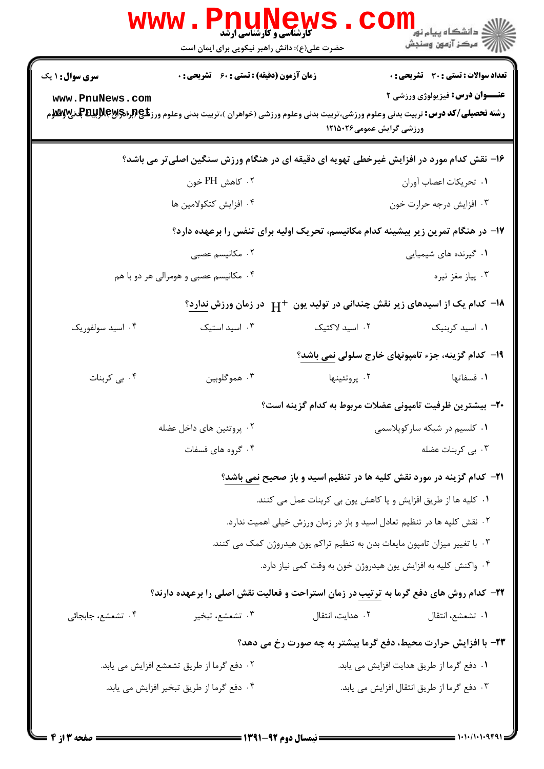**سری سوال:** ۱ یک

**زمان آزمون (دقیقه) : تستی :** ۶۰ **تشریحی :** ۰

**تعداد سوالات : تستی :** ۳۰ **تشریحی :** ۰

**عنـــوان درس:** فیزیولوژی ورزشی ۲

**رشته تحصیلی/کد درس:** تربیت بدنی وعلوم ورزشی،تربیت بدنی وعلوم ورزشی (خواهران )،تربیت بدنی وعلوم ورزشی (برادران)،تربیت بدنی وعلوم ورزشی گرایش عمومی۱۲۱۵۰۲۶

۱۶- نقش کدام مورد در افزایش غیرخطی تهویه ای دقیقه ای در هنگام ورزش سنگین اصلی‌تر می باشد؟

۱. تحریکات اعصاب آوران
۲. کاهش PH خون
۳. افزایش درجه حرارت خون
۴. افزایش کتکولامین ها

۱۷- در هنگام تمرین زیر بیشینه کدام مکانیسم، تحریک اولیه برای تنفس را برعهده دارد؟

۱. گیرنده های شیمیایی
۲. مکانیسم عصبی
۳. پیاز مغز تیره
۴. مکانیسم عصبی و هومرالی هر دو با هم

۱۸- کدام یک از اسیدهای زیر نقش چندانی در تولید یون $H^+$ در زمان ورزش ندارد؟

۱. اسید کربنیک
۲. اسید لاکتیک
۳. اسید استیک
۴. اسید سولفوریک

۱۹- کدام گزینه، جزء تامپونهای خارج سلولی نمی باشد؟

۱. فسفاتها
۲. پروتئینها
۳. هموگلوبین
۴. بی کربنات

۲۰- بیشترین ظرفیت تامپونی عضلات مربوط به کدام گزینه است؟

۱. کلسیم در شبکه سارکوپلاسمی
۲. پروتئین های داخل عضله
۳. بی کربنات عضله
۴. گروه های فسفات

۲۱- کدام گزینه در مورد نقش کلیه ها در تنظیم اسید و باز صحیح نمی باشد؟

۱. کلیه ها از طریق افزایش و یا کاهش یون بی کربنات عمل می کنند.
۲. نقش کلیه ها در تنظیم تعادل اسید و باز در زمان ورزش خیلی اهمیت ندارد.
۳. با تغییر میزان تامپون مایعات بدن به تنظیم تراکم یون هیدروژن کمک می کنند.
۴. واکنش کلیه به افزایش یون هیدروژن خون به وقت کمی نیاز دارد.

۲۲- کدام روش های دفع گرما به ترتیب در زمان استراحت و فعالیت نقش اصلی را برعهده دارند؟

۱. تشعشع، انتقال
۲. هدایت، انتقال
۳. تشعشع، تبخیر
۴. تشعشع، جابجائی

۲۳- با افزایش حرارت محیط، دفع گرما بیشتر به چه صورت رخ می دهد؟

۱. دفع گرما از طریق هدایت افزایش می یابد.
۲. دفع گرما از طریق تشعشع افزایش می یابد.
۳. دفع گرما از طریق انتقال افزایش می یابد.
۴. دفع گرما از طریق تبخیر افزایش می یابد.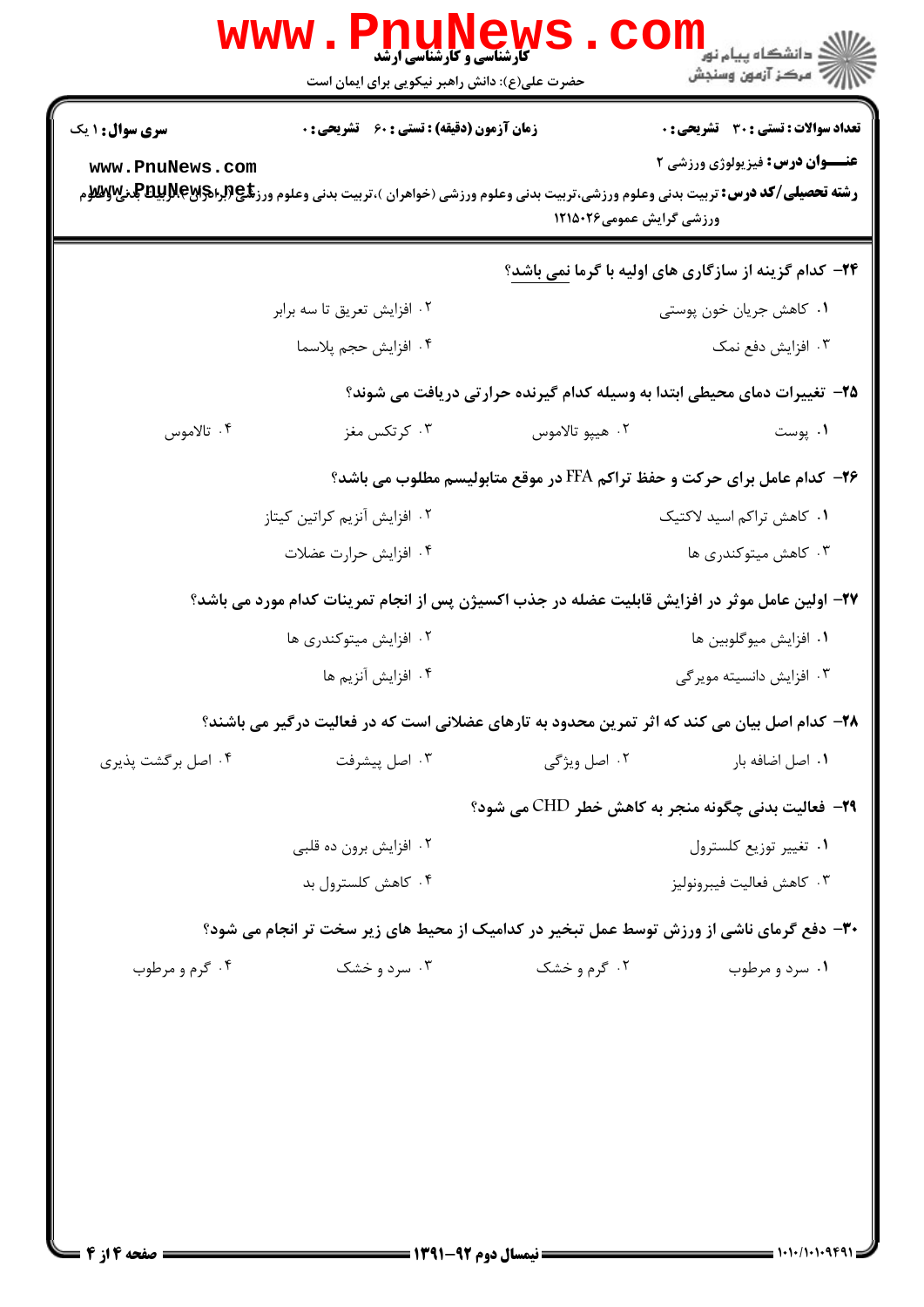**سری سوال:** ۱ یک | **زمان آزمون (دقیقه):** تستی : ۶۰ تشریحی : ۰ | **تعداد سوالات:** تستی : ۳۰ تشریحی : ۰

**عنـــوان درس:** فیزیولوژی ورزشی ۲

**رشته تحصیلی/کد درس:** تربیت بدنی وعلوم ورزشی،تربیت بدنی وعلوم ورزشی (خواهران )،تربیت بدنی وعلوم ورزشی (برادران )،تربیت بدنی وعلوم ورزشی گرایش عمومی۱۲۱۵۰۲۶

۲۴- کدام گزینه از سازگاری های اولیه با گرما نمی باشد؟

۱. کاهش جریان خون پوستی
۲. افزایش تعریق تا سه برابر
۳. افزایش دفع نمک
۴. افزایش حجم پلاسما

۲۵- تغییرات دمای محیطی ابتدا به وسیله کدام گیرنده حرارتی دریافت می شوند؟

۱. پوست
۲. هیپو تالاموس
۳. کرتکس مغز
۴. تالاموس

۲۶- کدام عامل برای حرکت و حفظ تراکم FFA در موقع متابولیسم مطلوب می باشد؟

۱. کاهش تراکم اسید لاکتیک
۲. افزایش آنزیم کراتین کیتاز
۳. کاهش میتوکندری ها
۴. افزایش حرارت عضلات

۲۷- اولین عامل موثر در افزایش قابلیت عضله در جذب اکسیژن پس از انجام تمرینات کدام مورد می باشد؟

۱. افزایش میوگلوبین ها
۲. افزایش میتوکندری ها
۳. افزایش دانسیته مویرگی
۴. افزایش آنزیم ها

۲۸- کدام اصل بیان می کند که اثر تمرین محدود به تارهای عضلانی است که در فعالیت درگیر می باشند؟

۱. اصل اضافه بار
۲. اصل ویژگی
۳. اصل پیشرفت
۴. اصل برگشت پذیری

۲۹- فعالیت بدنی چگونه منجر به کاهش خطر CHD می شود؟

۱. تغییر توزیع کلسترول
۲. افزایش برون ده قلبی
۳. کاهش فعالیت فیبرونولیز
۴. کاهش کلسترول بد

۳۰- دفع گرمای ناشی از ورزش توسط عمل تبخیر در کدامیک از محیط های زیر سخت تر انجام می شود؟

۱. سرد و مرطوب
۲. گرم و خشک
۳. سرد و خشک
۴. گرم و مرطوب